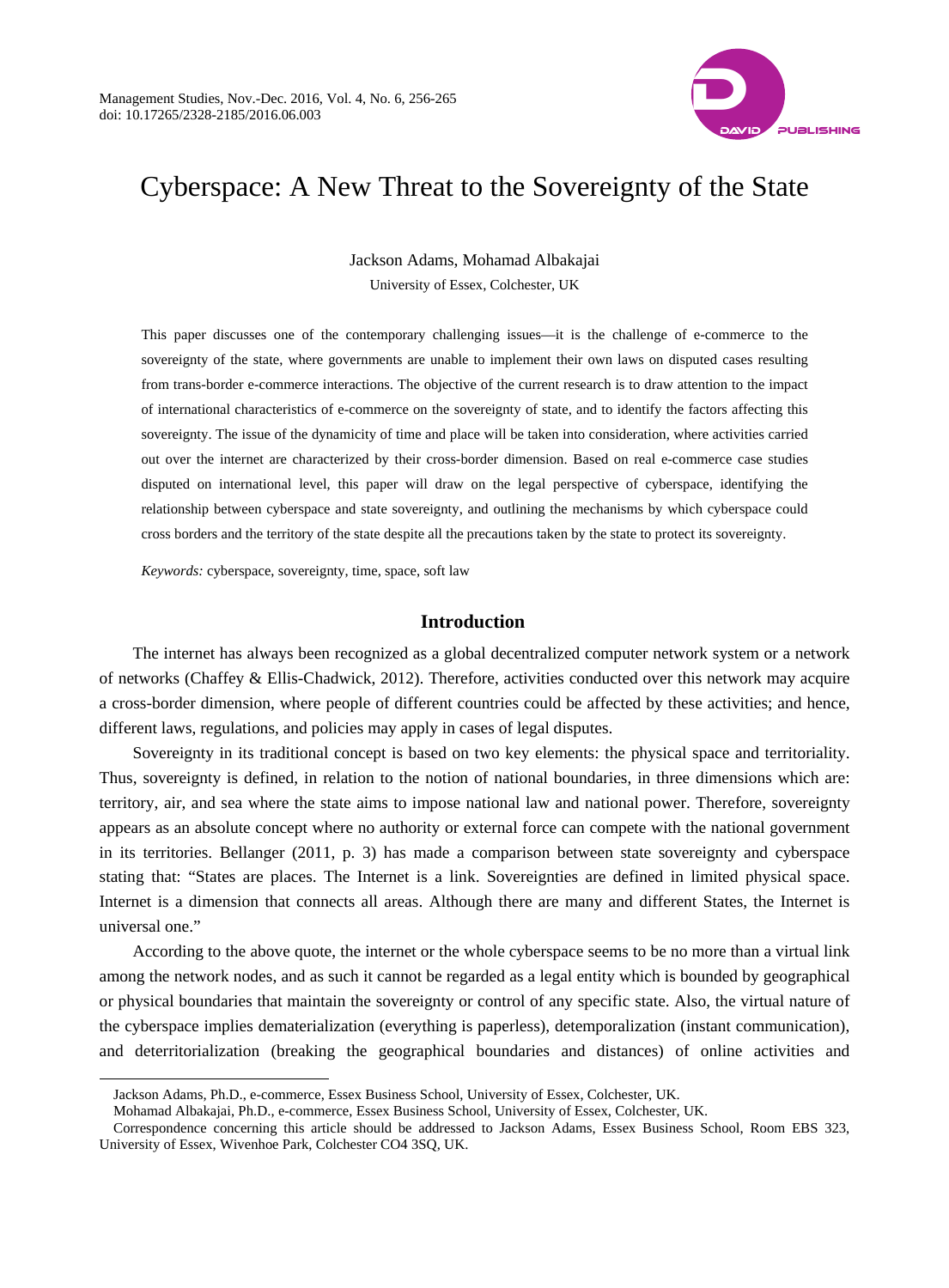# Cyberspace: A New Threat to the Sovereignty of the State

Jackson Adams, Mohamad Albakajai

University of Essex, Colchester, UK

This paper discusses one of the contemporary challenging issues—it is the challenge of e-commerce to the sovereignty of the state, where governments are unable to implement their own laws on disputed cases resulting from trans-border e-commerce interactions. The objective of the current research is to draw attention to the impact of international characteristics of e-commerce on the sovereignty of state, and to identify the factors affecting this sovereignty. The issue of the dynamicity of time and place will be taken into consideration, where activities carried out over the internet are characterized by their cross-border dimension. Based on real e-commerce case studies disputed on international level, this paper will draw on the legal perspective of cyberspace, identifying the relationship between cyberspace and state sovereignty, and outlining the mechanisms by which cyberspace could cross borders and the territory of the state despite all the precautions taken by the state to protect its sovereignty.

*Keywords:* cyberspace, sovereignty, time, space, soft law

## Introduction

The internet has always been recognized as a global decentralized computer network system or a network of networks (Chaffey & Ellis-Chadwick, 2012). Therefore, activities conducted over this network may acquire a cross-border dimension, where people of different countries could be affected by these activities; and hence, different laws, regulations, and policies may apply in cases of legal disputes.

Sovereignty in its traditional concept is based on two key elements: the physical space and territoriality. Thus, sovereignty is defined, in relation to the notion of national boundaries, in three dimensions which are: territory, air, and sea where the state aims to impose national law and national power. Therefore, sovereignty appears as an absolute concept where no authority or external force can compete with the national government in its territories. Bellanger (2011, p. 3) has made a comparison between state sovereignty and cyberspace stating that: "States are places. The Internet is a link. Sovereignties are defined in limited physical space. Internet is a dimension that connects all areas. Although there are many and different States, the Internet is universal one."

According to the above quote, the internet or the whole cyberspace seems to be no more than a virtual link among the network nodes, and as such it cannot be regarded as a legal entity which is bounded by geographical or physical boundaries that maintain the sovereignty or control of any specific state. Also, the virtual nature of the cyberspace implies dematerialization (everything is paperless), detemporalization (instant communication), and deterritorialization (breaking the geographical boundaries and distances) of online activities and

---

Jackson Adams, Ph.D., e-commerce, Essex Business School, University of Essex, Colchester, UK.

Mohamad Albakajai, Ph.D., e-commerce, Essex Business School, University of Essex, Colchester, UK.

Correspondence concerning this article should be addressed to Jackson Adams, Essex Business School, Room EBS 323, University of Essex, Wivenhoe Park, Colchester CO4 3SQ, UK.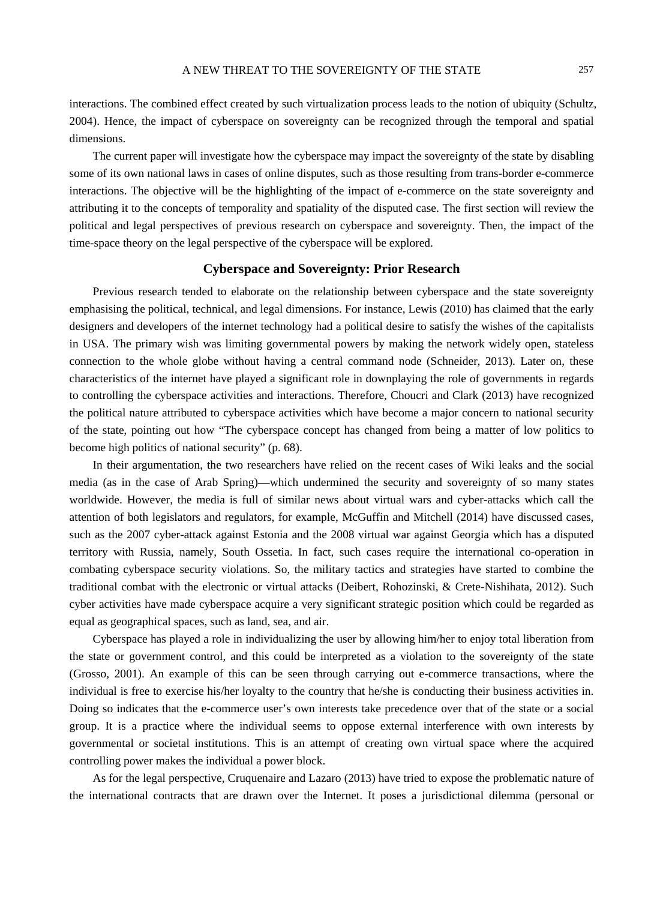interactions. The combined effect created by such virtualization process leads to the notion of ubiquity (Schultz, 2004). Hence, the impact of cyberspace on sovereignty can be recognized through the temporal and spatial dimensions.

The current paper will investigate how the cyberspace may impact the sovereignty of the state by disabling some of its own national laws in cases of online disputes, such as those resulting from trans-border e-commerce interactions. The objective will be the highlighting of the impact of e-commerce on the state sovereignty and attributing it to the concepts of temporality and spatiality of the disputed case. The first section will review the political and legal perspectives of previous research on cyberspace and sovereignty. Then, the impact of the time-space theory on the legal perspective of the cyberspace will be explored.

## Cyberspace and Sovereignty: Prior Research

Previous research tended to elaborate on the relationship between cyberspace and the state sovereignty emphasising the political, technical, and legal dimensions. For instance, Lewis (2010) has claimed that the early designers and developers of the internet technology had a political desire to satisfy the wishes of the capitalists in USA. The primary wish was limiting governmental powers by making the network widely open, stateless connection to the whole globe without having a central command node (Schneider, 2013). Later on, these characteristics of the internet have played a significant role in downplaying the role of governments in regards to controlling the cyberspace activities and interactions. Therefore, Choucri and Clark (2013) have recognized the political nature attributed to cyberspace activities which have become a major concern to national security of the state, pointing out how "The cyberspace concept has changed from being a matter of low politics to become high politics of national security" (p. 68).

In their argumentation, the two researchers have relied on the recent cases of Wiki leaks and the social media (as in the case of Arab Spring)—which undermined the security and sovereignty of so many states worldwide. However, the media is full of similar news about virtual wars and cyber-attacks which call the attention of both legislators and regulators, for example, McGuffin and Mitchell (2014) have discussed cases, such as the 2007 cyber-attack against Estonia and the 2008 virtual war against Georgia which has a disputed territory with Russia, namely, South Ossetia. In fact, such cases require the international co-operation in combating cyberspace security violations. So, the military tactics and strategies have started to combine the traditional combat with the electronic or virtual attacks (Deibert, Rohozinski, & Crete-Nishihata, 2012). Such cyber activities have made cyberspace acquire a very significant strategic position which could be regarded as equal as geographical spaces, such as land, sea, and air.

Cyberspace has played a role in individualizing the user by allowing him/her to enjoy total liberation from the state or government control, and this could be interpreted as a violation to the sovereignty of the state (Grosso, 2001). An example of this can be seen through carrying out e-commerce transactions, where the individual is free to exercise his/her loyalty to the country that he/she is conducting their business activities in. Doing so indicates that the e-commerce user's own interests take precedence over that of the state or a social group. It is a practice where the individual seems to oppose external interference with own interests by governmental or societal institutions. This is an attempt of creating own virtual space where the acquired controlling power makes the individual a power block.

As for the legal perspective, Cruquenaire and Lazaro (2013) have tried to expose the problematic nature of the international contracts that are drawn over the Internet. It poses a jurisdictional dilemma (personal or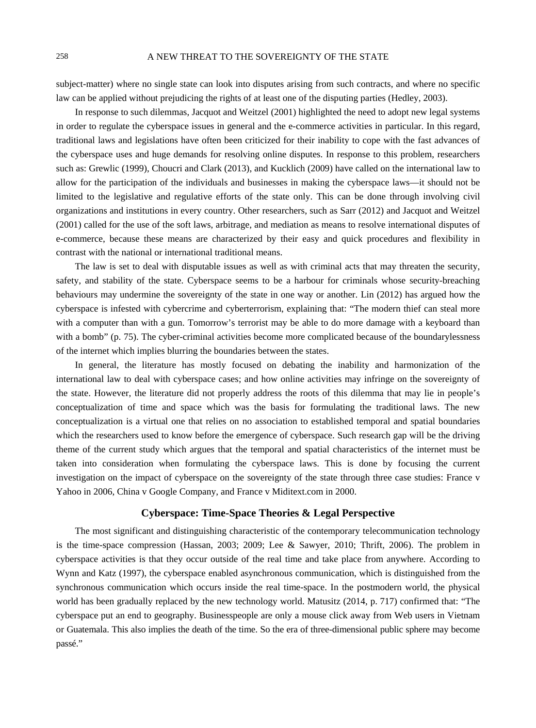subject-matter) where no single state can look into disputes arising from such contracts, and where no specific law can be applied without prejudicing the rights of at least one of the disputing parties (Hedley, 2003).

In response to such dilemmas, Jacquot and Weitzel (2001) highlighted the need to adopt new legal systems in order to regulate the cyberspace issues in general and the e-commerce activities in particular. In this regard, traditional laws and legislations have often been criticized for their inability to cope with the fast advances of the cyberspace uses and huge demands for resolving online disputes. In response to this problem, researchers such as: Grewlic (1999), Choucri and Clark (2013), and Kucklich (2009) have called on the international law to allow for the participation of the individuals and businesses in making the cyberspace laws—it should not be limited to the legislative and regulative efforts of the state only. This can be done through involving civil organizations and institutions in every country. Other researchers, such as Sarr (2012) and Jacquot and Weitzel (2001) called for the use of the soft laws, arbitrage, and mediation as means to resolve international disputes of e-commerce, because these means are characterized by their easy and quick procedures and flexibility in contrast with the national or international traditional means.

The law is set to deal with disputable issues as well as with criminal acts that may threaten the security, safety, and stability of the state. Cyberspace seems to be a harbour for criminals whose security-breaching behaviours may undermine the sovereignty of the state in one way or another. Lin (2012) has argued how the cyberspace is infested with cybercrime and cyberterrorism, explaining that: "The modern thief can steal more with a computer than with a gun. Tomorrow's terrorist may be able to do more damage with a keyboard than with a bomb" (p. 75). The cyber-criminal activities become more complicated because of the boundarylessness of the internet which implies blurring the boundaries between the states.

In general, the literature has mostly focused on debating the inability and harmonization of the international law to deal with cyberspace cases; and how online activities may infringe on the sovereignty of the state. However, the literature did not properly address the roots of this dilemma that may lie in people's conceptualization of time and space which was the basis for formulating the traditional laws. The new conceptualization is a virtual one that relies on no association to established temporal and spatial boundaries which the researchers used to know before the emergence of cyberspace. Such research gap will be the driving theme of the current study which argues that the temporal and spatial characteristics of the internet must be taken into consideration when formulating the cyberspace laws. This is done by focusing the current investigation on the impact of cyberspace on the sovereignty of the state through three case studies: France v Yahoo in 2006, China v Google Company, and France v Miditext.com in 2000.

## Cyberspace: Time-Space Theories & Legal Perspective

The most significant and distinguishing characteristic of the contemporary telecommunication technology is the time-space compression (Hassan, 2003; 2009; Lee & Sawyer, 2010; Thrift, 2006). The problem in cyberspace activities is that they occur outside of the real time and take place from anywhere. According to Wynn and Katz (1997), the cyberspace enabled asynchronous communication, which is distinguished from the synchronous communication which occurs inside the real time-space. In the postmodern world, the physical world has been gradually replaced by the new technology world. Matusitz (2014, p. 717) confirmed that: "The cyberspace put an end to geography. Businesspeople are only a mouse click away from Web users in Vietnam or Guatemala. This also implies the death of the time. So the era of three-dimensional public sphere may become passé."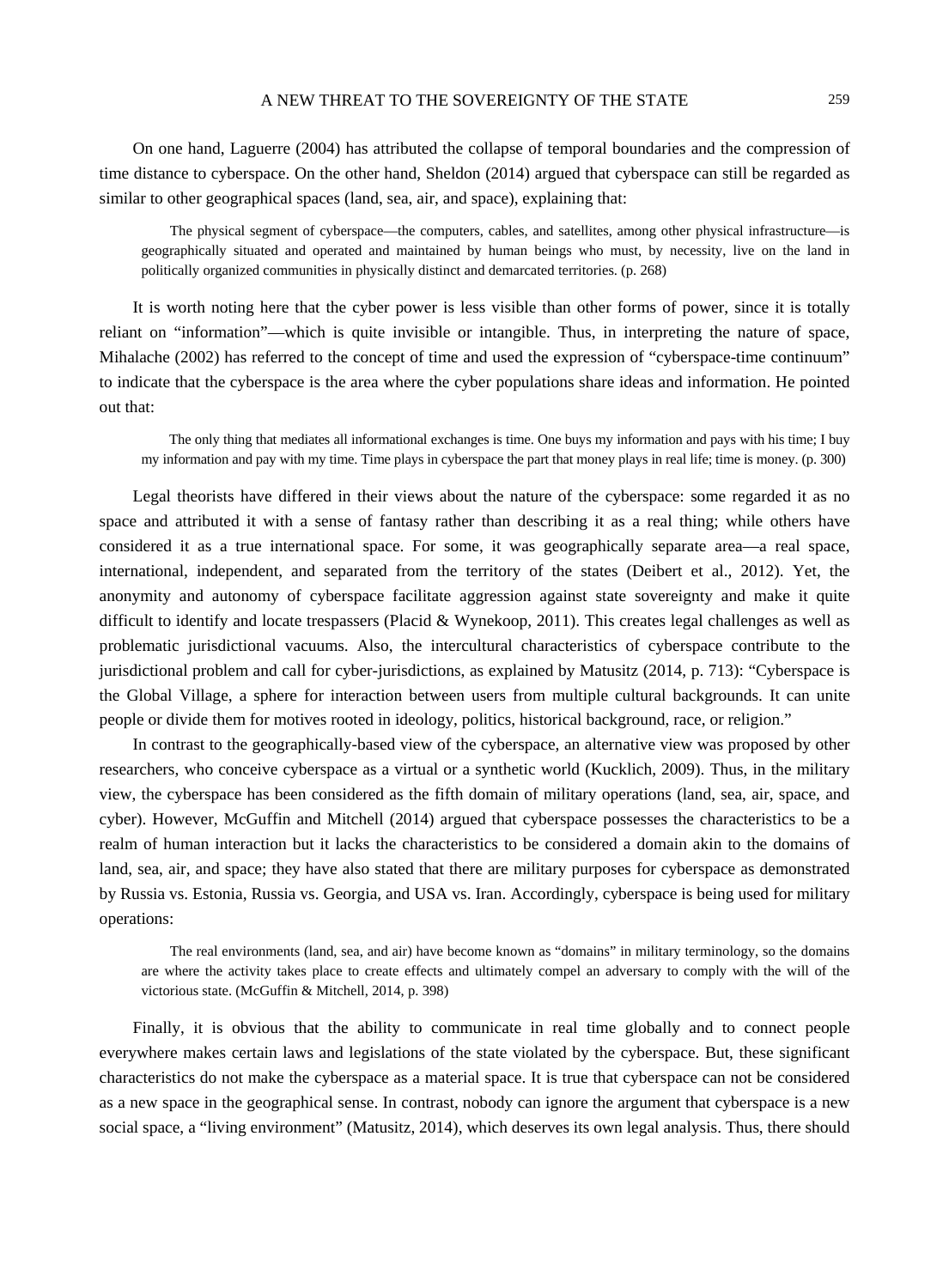On one hand, Laguerre (2004) has attributed the collapse of temporal boundaries and the compression of time distance to cyberspace. On the other hand, Sheldon (2014) argued that cyberspace can still be regarded as similar to other geographical spaces (land, sea, air, and space), explaining that:

> The physical segment of cyberspace—the computers, cables, and satellites, among other physical infrastructure—is geographically situated and operated and maintained by human beings who must, by necessity, live on the land in politically organized communities in physically distinct and demarcated territories. (p. 268)

It is worth noting here that the cyber power is less visible than other forms of power, since it is totally reliant on "information"—which is quite invisible or intangible. Thus, in interpreting the nature of space, Mihalache (2002) has referred to the concept of time and used the expression of "cyberspace-time continuum" to indicate that the cyberspace is the area where the cyber populations share ideas and information. He pointed out that:

> The only thing that mediates all informational exchanges is time. One buys my information and pays with his time; I buy my information and pay with my time. Time plays in cyberspace the part that money plays in real life; time is money. (p. 300)

Legal theorists have differed in their views about the nature of the cyberspace: some regarded it as no space and attributed it with a sense of fantasy rather than describing it as a real thing; while others have considered it as a true international space. For some, it was geographically separate area—a real space, international, independent, and separated from the territory of the states (Deibert et al., 2012). Yet, the anonymity and autonomy of cyberspace facilitate aggression against state sovereignty and make it quite difficult to identify and locate trespassers (Placid & Wynekoop, 2011). This creates legal challenges as well as problematic jurisdictional vacuums. Also, the intercultural characteristics of cyberspace contribute to the jurisdictional problem and call for cyber-jurisdictions, as explained by Matusitz (2014, p. 713): "Cyberspace is the Global Village, a sphere for interaction between users from multiple cultural backgrounds. It can unite people or divide them for motives rooted in ideology, politics, historical background, race, or religion."

In contrast to the geographically-based view of the cyberspace, an alternative view was proposed by other researchers, who conceive cyberspace as a virtual or a synthetic world (Kucklich, 2009). Thus, in the military view, the cyberspace has been considered as the fifth domain of military operations (land, sea, air, space, and cyber). However, McGuffin and Mitchell (2014) argued that cyberspace possesses the characteristics to be a realm of human interaction but it lacks the characteristics to be considered a domain akin to the domains of land, sea, air, and space; they have also stated that there are military purposes for cyberspace as demonstrated by Russia vs. Estonia, Russia vs. Georgia, and USA vs. Iran. Accordingly, cyberspace is being used for military operations:

> The real environments (land, sea, and air) have become known as "domains" in military terminology, so the domains are where the activity takes place to create effects and ultimately compel an adversary to comply with the will of the victorious state. (McGuffin & Mitchell, 2014, p. 398)

Finally, it is obvious that the ability to communicate in real time globally and to connect people everywhere makes certain laws and legislations of the state violated by the cyberspace. But, these significant characteristics do not make the cyberspace as a material space. It is true that cyberspace can not be considered as a new space in the geographical sense. In contrast, nobody can ignore the argument that cyberspace is a new social space, a "living environment" (Matusitz, 2014), which deserves its own legal analysis. Thus, there should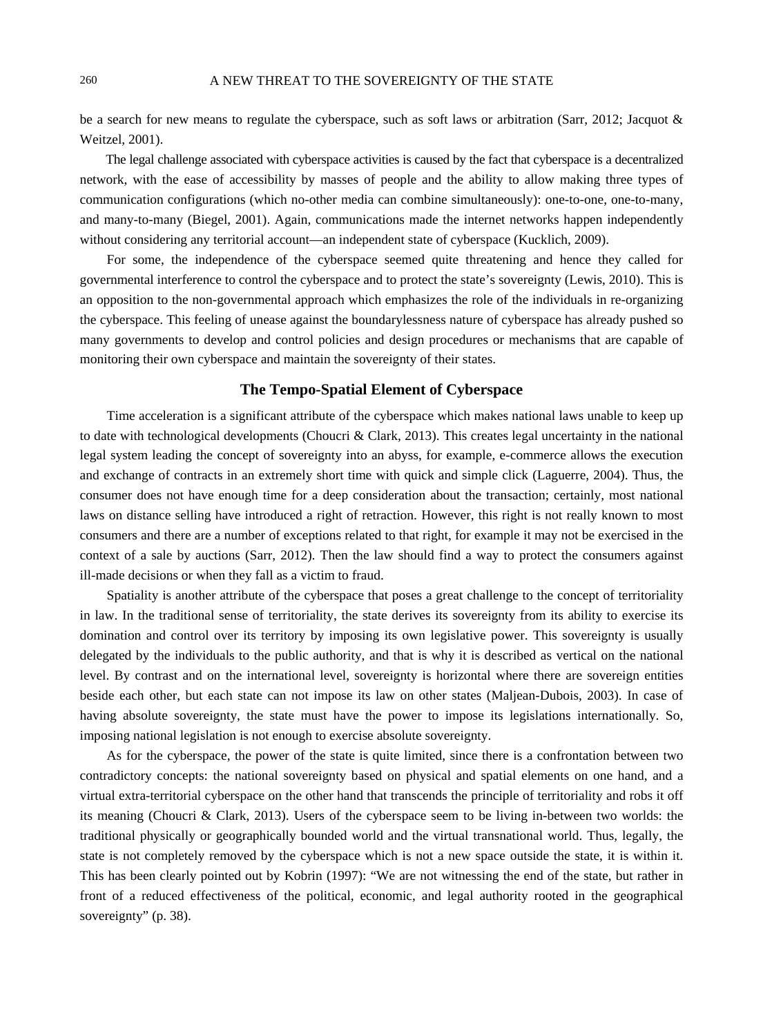be a search for new means to regulate the cyberspace, such as soft laws or arbitration (Sarr, 2012; Jacquot & Weitzel, 2001).

The legal challenge associated with cyberspace activities is caused by the fact that cyberspace is a decentralized network, with the ease of accessibility by masses of people and the ability to allow making three types of communication configurations (which no-other media can combine simultaneously): one-to-one, one-to-many, and many-to-many (Biegel, 2001). Again, communications made the internet networks happen independently without considering any territorial account—an independent state of cyberspace (Kucklich, 2009).

For some, the independence of the cyberspace seemed quite threatening and hence they called for governmental interference to control the cyberspace and to protect the state's sovereignty (Lewis, 2010). This is an opposition to the non-governmental approach which emphasizes the role of the individuals in re-organizing the cyberspace. This feeling of unease against the boundarylessness nature of cyberspace has already pushed so many governments to develop and control policies and design procedures or mechanisms that are capable of monitoring their own cyberspace and maintain the sovereignty of their states.

## The Tempo-Spatial Element of Cyberspace

Time acceleration is a significant attribute of the cyberspace which makes national laws unable to keep up to date with technological developments (Choucri & Clark, 2013). This creates legal uncertainty in the national legal system leading the concept of sovereignty into an abyss, for example, e-commerce allows the execution and exchange of contracts in an extremely short time with quick and simple click (Laguerre, 2004). Thus, the consumer does not have enough time for a deep consideration about the transaction; certainly, most national laws on distance selling have introduced a right of retraction. However, this right is not really known to most consumers and there are a number of exceptions related to that right, for example it may not be exercised in the context of a sale by auctions (Sarr, 2012). Then the law should find a way to protect the consumers against ill-made decisions or when they fall as a victim to fraud.

Spatiality is another attribute of the cyberspace that poses a great challenge to the concept of territoriality in law. In the traditional sense of territoriality, the state derives its sovereignty from its ability to exercise its domination and control over its territory by imposing its own legislative power. This sovereignty is usually delegated by the individuals to the public authority, and that is why it is described as vertical on the national level. By contrast and on the international level, sovereignty is horizontal where there are sovereign entities beside each other, but each state can not impose its law on other states (Maljean-Dubois, 2003). In case of having absolute sovereignty, the state must have the power to impose its legislations internationally. So, imposing national legislation is not enough to exercise absolute sovereignty.

As for the cyberspace, the power of the state is quite limited, since there is a confrontation between two contradictory concepts: the national sovereignty based on physical and spatial elements on one hand, and a virtual extra-territorial cyberspace on the other hand that transcends the principle of territoriality and robs it off its meaning (Choucri & Clark, 2013). Users of the cyberspace seem to be living in-between two worlds: the traditional physically or geographically bounded world and the virtual transnational world. Thus, legally, the state is not completely removed by the cyberspace which is not a new space outside the state, it is within it. This has been clearly pointed out by Kobrin (1997): "We are not witnessing the end of the state, but rather in front of a reduced effectiveness of the political, economic, and legal authority rooted in the geographical sovereignty" (p. 38).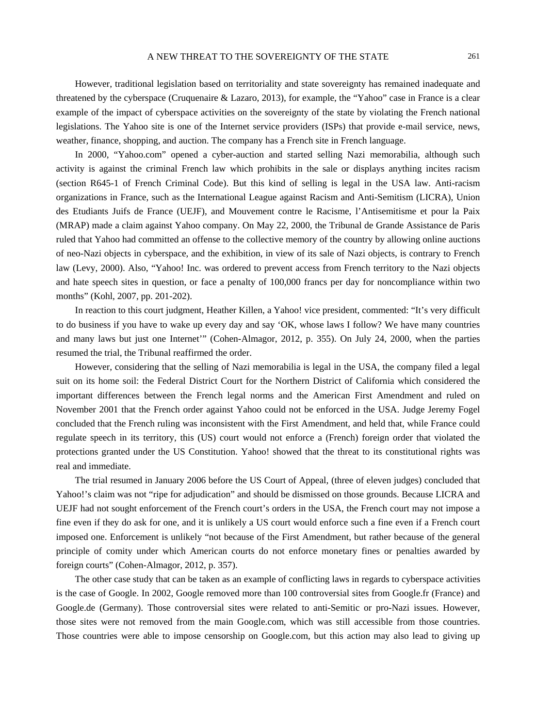However, traditional legislation based on territoriality and state sovereignty has remained inadequate and threatened by the cyberspace (Cruquenaire & Lazaro, 2013), for example, the "Yahoo" case in France is a clear example of the impact of cyberspace activities on the sovereignty of the state by violating the French national legislations. The Yahoo site is one of the Internet service providers (ISPs) that provide e-mail service, news, weather, finance, shopping, and auction. The company has a French site in French language.

In 2000, "Yahoo.com" opened a cyber-auction and started selling Nazi memorabilia, although such activity is against the criminal French law which prohibits in the sale or displays anything incites racism (section R645-1 of French Criminal Code). But this kind of selling is legal in the USA law. Anti-racism organizations in France, such as the International League against Racism and Anti-Semitism (LICRA), Union des Etudiants Juifs de France (UEJF), and Mouvement contre le Racisme, l'Antisemitisme et pour la Paix (MRAP) made a claim against Yahoo company. On May 22, 2000, the Tribunal de Grande Assistance de Paris ruled that Yahoo had committed an offense to the collective memory of the country by allowing online auctions of neo-Nazi objects in cyberspace, and the exhibition, in view of its sale of Nazi objects, is contrary to French law (Levy, 2000). Also, "Yahoo! Inc. was ordered to prevent access from French territory to the Nazi objects and hate speech sites in question, or face a penalty of 100,000 francs per day for noncompliance within two months" (Kohl, 2007, pp. 201-202).

In reaction to this court judgment, Heather Killen, a Yahoo! vice president, commented: "It's very difficult to do business if you have to wake up every day and say 'OK, whose laws I follow? We have many countries and many laws but just one Internet'" (Cohen-Almagor, 2012, p. 355). On July 24, 2000, when the parties resumed the trial, the Tribunal reaffirmed the order.

However, considering that the selling of Nazi memorabilia is legal in the USA, the company filed a legal suit on its home soil: the Federal District Court for the Northern District of California which considered the important differences between the French legal norms and the American First Amendment and ruled on November 2001 that the French order against Yahoo could not be enforced in the USA. Judge Jeremy Fogel concluded that the French ruling was inconsistent with the First Amendment, and held that, while France could regulate speech in its territory, this (US) court would not enforce a (French) foreign order that violated the protections granted under the US Constitution. Yahoo! showed that the threat to its constitutional rights was real and immediate.

The trial resumed in January 2006 before the US Court of Appeal, (three of eleven judges) concluded that Yahoo!'s claim was not "ripe for adjudication" and should be dismissed on those grounds. Because LICRA and UEJF had not sought enforcement of the French court's orders in the USA, the French court may not impose a fine even if they do ask for one, and it is unlikely a US court would enforce such a fine even if a French court imposed one. Enforcement is unlikely "not because of the First Amendment, but rather because of the general principle of comity under which American courts do not enforce monetary fines or penalties awarded by foreign courts" (Cohen-Almagor, 2012, p. 357).

The other case study that can be taken as an example of conflicting laws in regards to cyberspace activities is the case of Google. In 2002, Google removed more than 100 controversial sites from Google.fr (France) and Google.de (Germany). Those controversial sites were related to anti-Semitic or pro-Nazi issues. However, those sites were not removed from the main Google.com, which was still accessible from those countries. Those countries were able to impose censorship on Google.com, but this action may also lead to giving up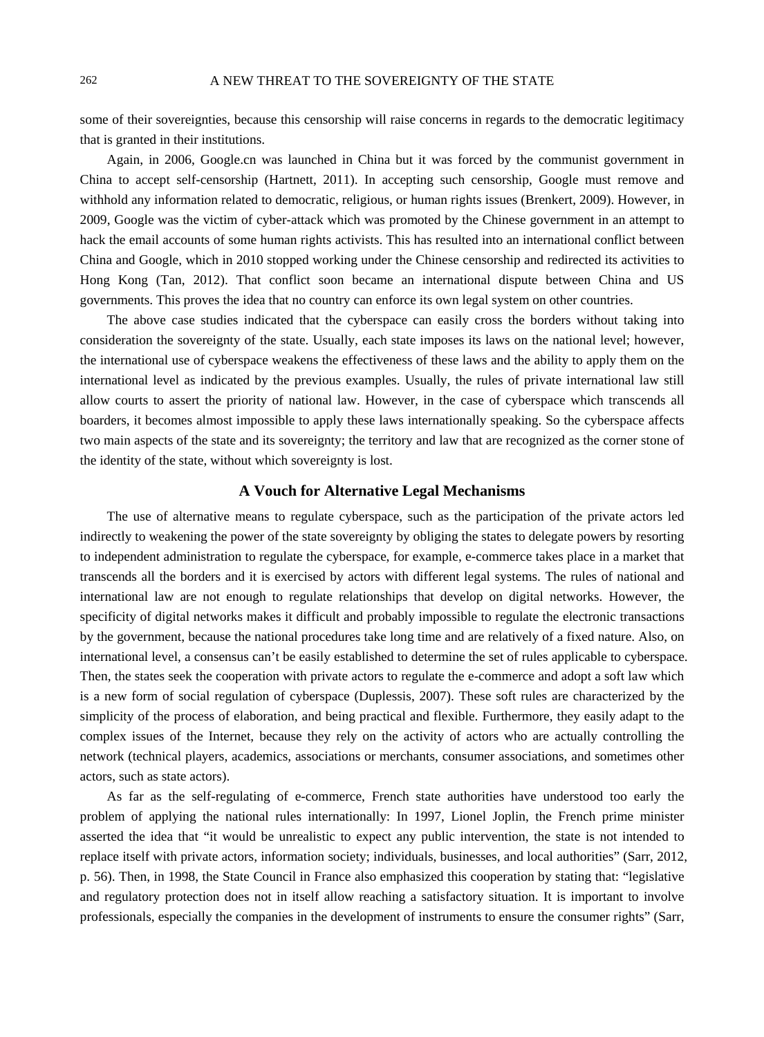some of their sovereignties, because this censorship will raise concerns in regards to the democratic legitimacy that is granted in their institutions.

Again, in 2006, Google.cn was launched in China but it was forced by the communist government in China to accept self-censorship (Hartnett, 2011). In accepting such censorship, Google must remove and withhold any information related to democratic, religious, or human rights issues (Brenkert, 2009). However, in 2009, Google was the victim of cyber-attack which was promoted by the Chinese government in an attempt to hack the email accounts of some human rights activists. This has resulted into an international conflict between China and Google, which in 2010 stopped working under the Chinese censorship and redirected its activities to Hong Kong (Tan, 2012). That conflict soon became an international dispute between China and US governments. This proves the idea that no country can enforce its own legal system on other countries.

The above case studies indicated that the cyberspace can easily cross the borders without taking into consideration the sovereignty of the state. Usually, each state imposes its laws on the national level; however, the international use of cyberspace weakens the effectiveness of these laws and the ability to apply them on the international level as indicated by the previous examples. Usually, the rules of private international law still allow courts to assert the priority of national law. However, in the case of cyberspace which transcends all boarders, it becomes almost impossible to apply these laws internationally speaking. So the cyberspace affects two main aspects of the state and its sovereignty; the territory and law that are recognized as the corner stone of the identity of the state, without which sovereignty is lost.

## A Vouch for Alternative Legal Mechanisms

The use of alternative means to regulate cyberspace, such as the participation of the private actors led indirectly to weakening the power of the state sovereignty by obliging the states to delegate powers by resorting to independent administration to regulate the cyberspace, for example, e-commerce takes place in a market that transcends all the borders and it is exercised by actors with different legal systems. The rules of national and international law are not enough to regulate relationships that develop on digital networks. However, the specificity of digital networks makes it difficult and probably impossible to regulate the electronic transactions by the government, because the national procedures take long time and are relatively of a fixed nature. Also, on international level, a consensus can't be easily established to determine the set of rules applicable to cyberspace. Then, the states seek the cooperation with private actors to regulate the e-commerce and adopt a soft law which is a new form of social regulation of cyberspace (Duplessis, 2007). These soft rules are characterized by the simplicity of the process of elaboration, and being practical and flexible. Furthermore, they easily adapt to the complex issues of the Internet, because they rely on the activity of actors who are actually controlling the network (technical players, academics, associations or merchants, consumer associations, and sometimes other actors, such as state actors).

As far as the self-regulating of e-commerce, French state authorities have understood too early the problem of applying the national rules internationally: In 1997, Lionel Joplin, the French prime minister asserted the idea that "it would be unrealistic to expect any public intervention, the state is not intended to replace itself with private actors, information society; individuals, businesses, and local authorities" (Sarr, 2012, p. 56). Then, in 1998, the State Council in France also emphasized this cooperation by stating that: "legislative and regulatory protection does not in itself allow reaching a satisfactory situation. It is important to involve professionals, especially the companies in the development of instruments to ensure the consumer rights" (Sarr,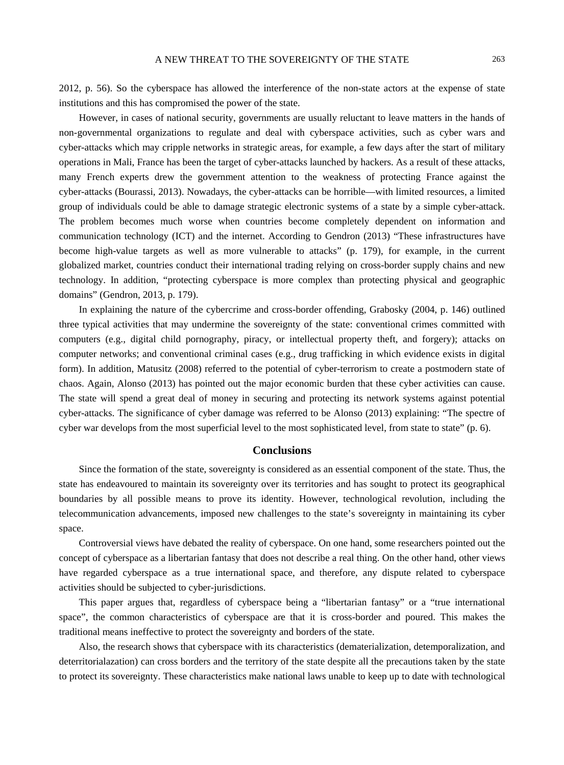2012, p. 56). So the cyberspace has allowed the interference of the non-state actors at the expense of state institutions and this has compromised the power of the state.

However, in cases of national security, governments are usually reluctant to leave matters in the hands of non-governmental organizations to regulate and deal with cyberspace activities, such as cyber wars and cyber-attacks which may cripple networks in strategic areas, for example, a few days after the start of military operations in Mali, France has been the target of cyber-attacks launched by hackers. As a result of these attacks, many French experts drew the government attention to the weakness of protecting France against the cyber-attacks (Bourassi, 2013). Nowadays, the cyber-attacks can be horrible—with limited resources, a limited group of individuals could be able to damage strategic electronic systems of a state by a simple cyber-attack. The problem becomes much worse when countries become completely dependent on information and communication technology (ICT) and the internet. According to Gendron (2013) "These infrastructures have become high-value targets as well as more vulnerable to attacks" (p. 179), for example, in the current globalized market, countries conduct their international trading relying on cross-border supply chains and new technology. In addition, "protecting cyberspace is more complex than protecting physical and geographic domains" (Gendron, 2013, p. 179).

In explaining the nature of the cybercrime and cross-border offending, Grabosky (2004, p. 146) outlined three typical activities that may undermine the sovereignty of the state: conventional crimes committed with computers (e.g., digital child pornography, piracy, or intellectual property theft, and forgery); attacks on computer networks; and conventional criminal cases (e.g., drug trafficking in which evidence exists in digital form). In addition, Matusitz (2008) referred to the potential of cyber-terrorism to create a postmodern state of chaos. Again, Alonso (2013) has pointed out the major economic burden that these cyber activities can cause. The state will spend a great deal of money in securing and protecting its network systems against potential cyber-attacks. The significance of cyber damage was referred to be Alonso (2013) explaining: "The spectre of cyber war develops from the most superficial level to the most sophisticated level, from state to state" (p. 6).

## Conclusions

Since the formation of the state, sovereignty is considered as an essential component of the state. Thus, the state has endeavoured to maintain its sovereignty over its territories and has sought to protect its geographical boundaries by all possible means to prove its identity. However, technological revolution, including the telecommunication advancements, imposed new challenges to the state's sovereignty in maintaining its cyber space.

Controversial views have debated the reality of cyberspace. On one hand, some researchers pointed out the concept of cyberspace as a libertarian fantasy that does not describe a real thing. On the other hand, other views have regarded cyberspace as a true international space, and therefore, any dispute related to cyberspace activities should be subjected to cyber-jurisdictions.

This paper argues that, regardless of cyberspace being a "libertarian fantasy" or a "true international space", the common characteristics of cyberspace are that it is cross-border and poured. This makes the traditional means ineffective to protect the sovereignty and borders of the state.

Also, the research shows that cyberspace with its characteristics (dematerialization, detemporalization, and deterritorialazation) can cross borders and the territory of the state despite all the precautions taken by the state to protect its sovereignty. These characteristics make national laws unable to keep up to date with technological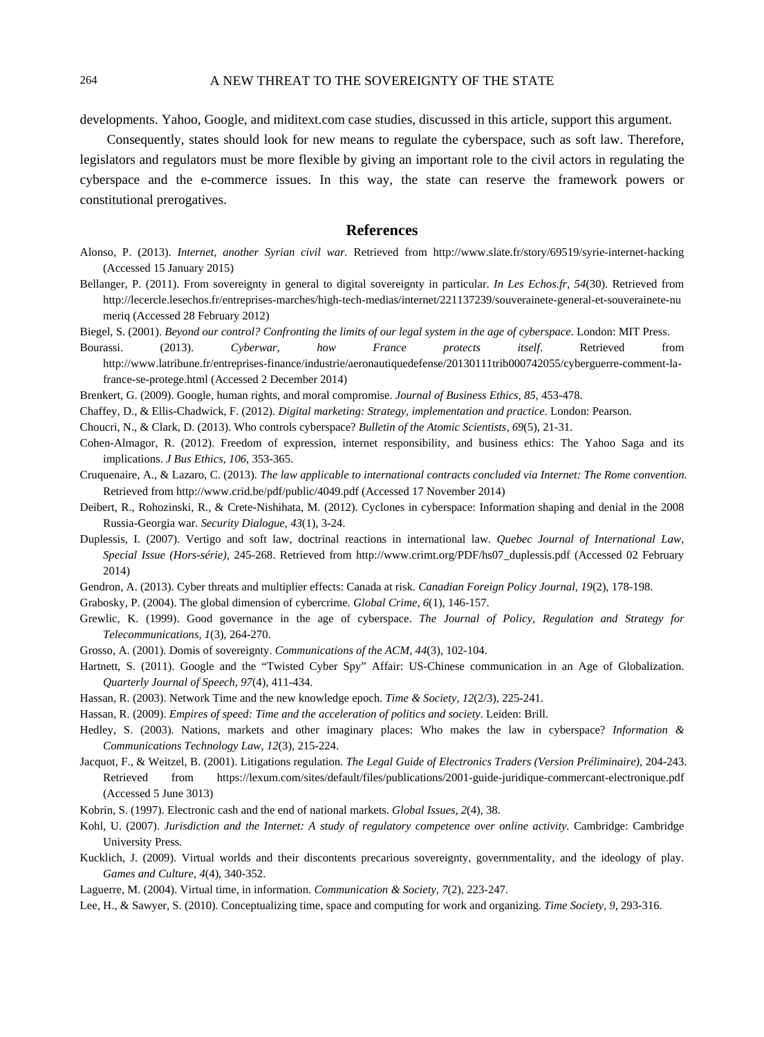developments. Yahoo, Google, and miditext.com case studies, discussed in this article, support this argument.

Consequently, states should look for new means to regulate the cyberspace, such as soft law. Therefore, legislators and regulators must be more flexible by giving an important role to the civil actors in regulating the cyberspace and the e-commerce issues. In this way, the state can reserve the framework powers or constitutional prerogatives.

## References

Alonso, P. (2013). *Internet, another Syrian civil war.* Retrieved from http://www.slate.fr/story/69519/syrie-internet-hacking (Accessed 15 January 2015)

Bellanger, P. (2011). From sovereignty in general to digital sovereignty in particular. *In Les Echos.fr, 54*(30). Retrieved from http://lecercle.lesechos.fr/entreprises-marches/high-tech-medias/internet/221137239/souverainete-general-et-souverainete-numeriq (Accessed 28 February 2012)

Biegel, S. (2001). *Beyond our control? Confronting the limits of our legal system in the age of cyberspace*. London: MIT Press.

Bourassi. (2013). *Cyberwar, how France protects itself*. Retrieved from http://www.latribune.fr/entreprises-finance/industrie/aeronautiquedefense/20130111trib000742055/cyberguerre-comment-la-france-se-protege.html (Accessed 2 December 2014)

Brenkert, G. (2009). Google, human rights, and moral compromise. *Journal of Business Ethics, 85*, 453-478.

Chaffey, D., & Ellis-Chadwick, F. (2012). *Digital marketing: Strategy, implementation and practice.* London: Pearson.

Choucri, N., & Clark, D. (2013). Who controls cyberspace? *Bulletin of the Atomic Scientists, 69*(5), 21-31.

Cohen-Almagor, R. (2012). Freedom of expression, internet responsibility, and business ethics: The Yahoo Saga and its implications. *J Bus Ethics, 106*, 353-365.

Cruquenaire, A., & Lazaro, C. (2013). *The law applicable to international contracts concluded via Internet: The Rome convention.* Retrieved from http://www.crid.be/pdf/public/4049.pdf (Accessed 17 November 2014)

Deibert, R., Rohozinski, R., & Crete-Nishihata, M. (2012). Cyclones in cyberspace: Information shaping and denial in the 2008 Russia-Georgia war. *Security Dialogue, 43*(1), 3-24.

Duplessis, I. (2007). Vertigo and soft law, doctrinal reactions in international law. *Quebec Journal of International Law, Special Issue (Hors-série)*, 245-268. Retrieved from http://www.crimt.org/PDF/hs07_duplessis.pdf (Accessed 02 February 2014)

Gendron, A. (2013). Cyber threats and multiplier effects: Canada at risk. *Canadian Foreign Policy Journal, 19*(2), 178-198.

Grabosky, P. (2004). The global dimension of cybercrime. *Global Crime, 6*(1), 146-157.

Grewlic, K. (1999). Good governance in the age of cyberspace. *The Journal of Policy, Regulation and Strategy for Telecommunications, 1*(3), 264-270.

Grosso, A. (2001). Domis of sovereignty. *Communications of the ACM, 44*(3), 102-104.

Hartnett, S. (2011). Google and the "Twisted Cyber Spy" Affair: US-Chinese communication in an Age of Globalization. *Quarterly Journal of Speech, 97*(4), 411-434.

Hassan, R. (2003). Network Time and the new knowledge epoch. *Time & Society, 12*(2/3), 225-241.

Hassan, R. (2009). *Empires of speed: Time and the acceleration of politics and society*. Leiden: Brill.

Hedley, S. (2003). Nations, markets and other imaginary places: Who makes the law in cyberspace? *Information & Communications Technology Law, 12*(3), 215-224.

Jacquot, F., & Weitzel, B. (2001). Litigations regulation. *The Legal Guide of Electronics Traders (Version Préliminaire)*, 204-243. Retrieved from https://lexum.com/sites/default/files/publications/2001-guide-juridique-commercant-electronique.pdf (Accessed 5 June 3013)

Kobrin, S. (1997). Electronic cash and the end of national markets. *Global Issues, 2*(4), 38.

Kohl, U. (2007). *Jurisdiction and the Internet: A study of regulatory competence over online activity.* Cambridge: Cambridge University Press.

Kucklich, J. (2009). Virtual worlds and their discontents precarious sovereignty, governmentality, and the ideology of play. *Games and Culture, 4*(4), 340-352.

Laguerre, M. (2004). Virtual time, in information. *Communication & Society, 7*(2), 223-247.

Lee, H., & Sawyer, S. (2010). Conceptualizing time, space and computing for work and organizing. *Time Society, 9*, 293-316.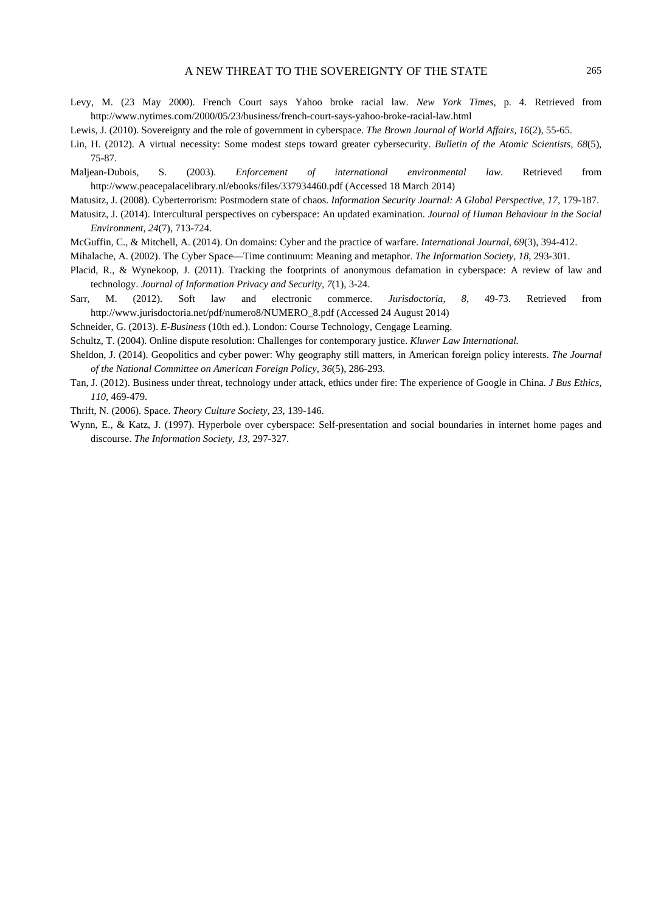Levy, M. (23 May 2000). French Court says Yahoo broke racial law. *New York Times*, p. 4. Retrieved from http://www.nytimes.com/2000/05/23/business/french-court-says-yahoo-broke-racial-law.html

Lewis, J. (2010). Sovereignty and the role of government in cyberspace. *The Brown Journal of World Affairs, 16*(2), 55-65.

Lin, H. (2012). A virtual necessity: Some modest steps toward greater cybersecurity. *Bulletin of the Atomic Scientists, 68*(5), 75-87.

Maljean-Dubois, S. (2003). *Enforcement of international environmental law*. Retrieved from http://www.peacepalacelibrary.nl/ebooks/files/337934460.pdf (Accessed 18 March 2014)

Matusitz, J. (2008). Cyberterrorism: Postmodern state of chaos. *Information Security Journal: A Global Perspective, 17,* 179-187.

Matusitz, J. (2014). Intercultural perspectives on cyberspace: An updated examination. *Journal of Human Behaviour in the Social Environment, 24*(7), 713-724.

McGuffin, C., & Mitchell, A. (2014). On domains: Cyber and the practice of warfare. *International Journal, 69*(3), 394-412.

Mihalache, A. (2002). The Cyber Space—Time continuum: Meaning and metaphor. *The Information Society, 18,* 293-301.

Placid, R., & Wynekoop, J. (2011). Tracking the footprints of anonymous defamation in cyberspace: A review of law and technology. *Journal of Information Privacy and Security, 7*(1), 3-24.

Sarr, M. (2012). Soft law and electronic commerce. *Jurisdoctoria, 8,* 49-73. Retrieved from http://www.jurisdoctoria.net/pdf/numero8/NUMERO_8.pdf (Accessed 24 August 2014)

Schneider, G. (2013). *E-Business* (10th ed.). London: Course Technology, Cengage Learning.

Schultz, T. (2004). Online dispute resolution: Challenges for contemporary justice. *Kluwer Law International.*

Sheldon, J. (2014). Geopolitics and cyber power: Why geography still matters, in American foreign policy interests. *The Journal of the National Committee on American Foreign Policy, 36*(5), 286-293.

Tan, J. (2012). Business under threat, technology under attack, ethics under fire: The experience of Google in China. *J Bus Ethics, 110,* 469-479.

Thrift, N. (2006). Space. *Theory Culture Society, 23,* 139-146.

Wynn, E., & Katz, J. (1997). Hyperbole over cyberspace: Self-presentation and social boundaries in internet home pages and discourse. *The Information Society, 13,* 297-327.